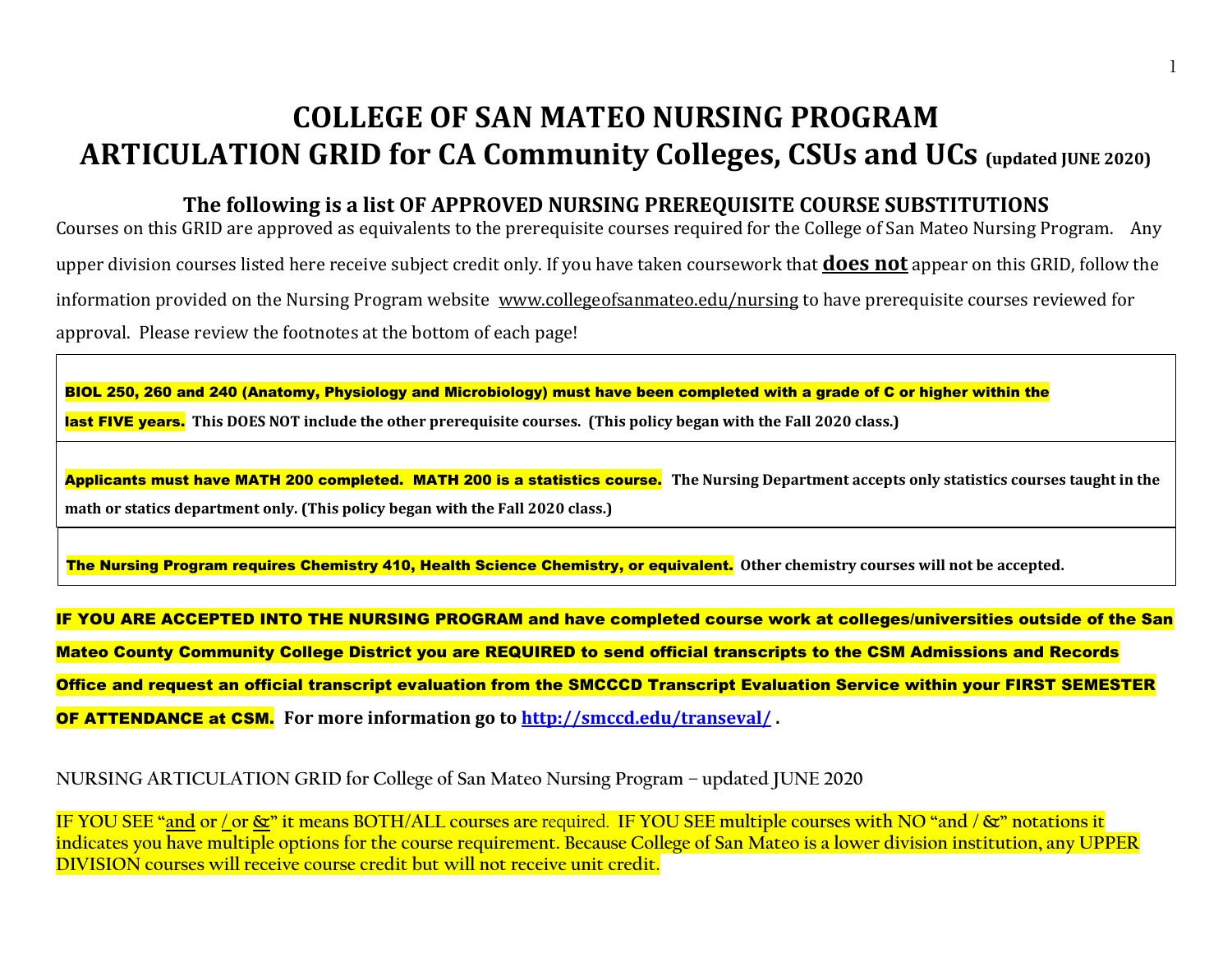# COLLEGE OF SAN MATEO NURSING PROGRAM
# ARTICULATION GRID for CA Community Colleges, CSUs and UCs (updated JUNE 2020)

## The following is a list OF APPROVED NURSING PREREQUISITE COURSE SUBSTITUTIONS

Courses on this GRID are approved as equivalents to the prerequisite courses required for the College of San Mateo Nursing Program. Any upper division courses listed here receive subject credit only. If you have taken coursework that **does not** appear on this GRID, follow the information provided on the Nursing Program website www.collegeofsanmateo.edu/nursing to have prerequisite courses reviewed for approval. Please review the footnotes at the bottom of each page!

**BIOL 250, 260 and 240 (Anatomy, Physiology and Microbiology) must have been completed with a grade of C or higher within the last FIVE years. This DOES NOT include the other prerequisite courses. (This policy began with the Fall 2020 class.)**

**Applicants must have MATH 200 completed. MATH 200 is a statistics course. The Nursing Department accepts only statistics courses taught in the math or statics department only. (This policy began with the Fall 2020 class.)**

**The Nursing Program requires Chemistry 410, Health Science Chemistry, or equivalent. Other chemistry courses will not be accepted.**

**IF YOU ARE ACCEPTED INTO THE NURSING PROGRAM and have completed course work at colleges/universities outside of the San Mateo County Community College District you are REQUIRED to send official transcripts to the CSM Admissions and Records Office and request an official transcript evaluation from the SMCCCD Transcript Evaluation Service within your FIRST SEMESTER OF ATTENDANCE at CSM. For more information go to http://smccd.edu/transeval/ .**

NURSING ARTICULATION GRID for College of San Mateo Nursing Program – updated JUNE 2020

IF YOU SEE "and or / or &" it means BOTH/ALL courses are required. IF YOU SEE multiple courses with NO "and / &" notations it indicates you have multiple options for the course requirement. Because College of San Mateo is a lower division institution, any UPPER DIVISION courses will receive course credit but will not receive unit credit.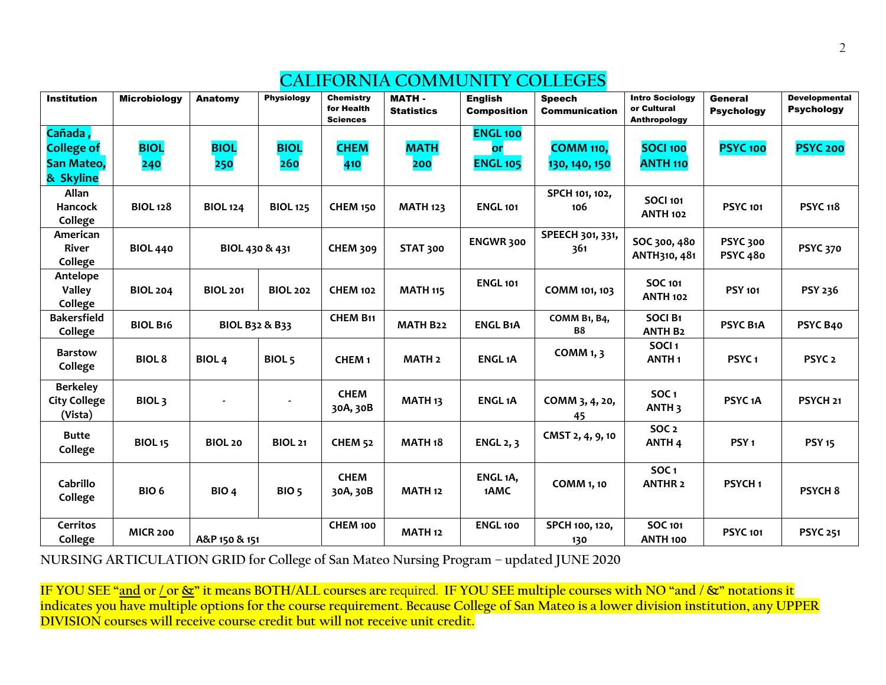# CALIFORNIA COMMUNITY COLLEGES

| Institution | Microbiology | Anatomy | Physiology | Chemistry for Health Sciences | MATH - Statistics | English Composition | Speech Communication | Intro Sociology or Cultural Anthropology | General Psychology | Developmental Psychology |
|---|---|---|---|---|---|---|---|---|---|---|
| **Cañada , College of San Mateo, & Skyline** | **BIOL 240** | **BIOL 250** | **BIOL 260** | **CHEM 410** | **MATH 200** | **ENGL 100 or ENGL 105** | **COMM 110, 130, 140, 150** | **SOCI 100 ANTH 110** | **PSYC 100** | **PSYC 200** |
| Allan Hancock College | BIOL 128 | BIOL 124 | BIOL 125 | CHEM 150 | MATH 123 | ENGL 101 | SPCH 101, 102, 106 | SOCI 101 ANTH 102 | PSYC 101 | PSYC 118 |
| American River College | BIOL 440 | BIOL 430 & 431 | | CHEM 309 | STAT 300 | ENGWR 300 | SPEECH 301, 331, 361 | SOC 300, 480 ANTH310, 481 | PSYC 300 PSYC 480 | PSYC 370 |
| Antelope Valley College | BIOL 204 | BIOL 201 | BIOL 202 | CHEM 102 | MATH 115 | ENGL 101 | COMM 101, 103 | SOC 101 ANTH 102 | PSY 101 | PSY 236 |
| Bakersfield College | BIOL B16 | BIOL B32 & B33 | | CHEM B11 | MATH B22 | ENGL B1A | COMM B1, B4, B8 | SOCI B1 ANTH B2 | PSYC B1A | PSYC B40 |
| Barstow College | BIOL 8 | BIOL 4 | BIOL 5 | CHEM 1 | MATH 2 | ENGL 1A | COMM 1, 3 | SOCI 1 ANTH 1 | PSYC 1 | PSYC 2 |
| Berkeley City College (Vista) | BIOL 3 | - | - | CHEM 30A, 30B | MATH 13 | ENGL 1A | COMM 3, 4, 20, 45 | SOC 1 ANTH 3 | PSYC 1A | PSYCH 21 |
| Butte College | BIOL 15 | BIOL 20 | BIOL 21 | CHEM 52 | MATH 18 | ENGL 2, 3 | CMST 2, 4, 9, 10 | SOC 2 ANTH 4 | PSY 1 | PSY 15 |
| Cabrillo College | BIO 6 | BIO 4 | BIO 5 | CHEM 30A, 30B | MATH 12 | ENGL 1A, 1AMC | COMM 1, 10 | SOC 1 ANTHR 2 | PSYCH 1 | PSYCH 8 |
| Cerritos College | MICR 200 | A&P 150 & 151 | | CHEM 100 | MATH 12 | ENGL 100 | SPCH 100, 120, 130 | SOC 101 ANTH 100 | PSYC 101 | PSYC 251 |

NURSING ARTICULATION GRID for College of San Mateo Nursing Program – updated JUNE 2020

IF YOU SEE "and or / or &" it means BOTH/ALL courses are required. IF YOU SEE multiple courses with NO "and / &" notations it indicates you have multiple options for the course requirement. Because College of San Mateo is a lower division institution, any UPPER DIVISION courses will receive course credit but will not receive unit credit.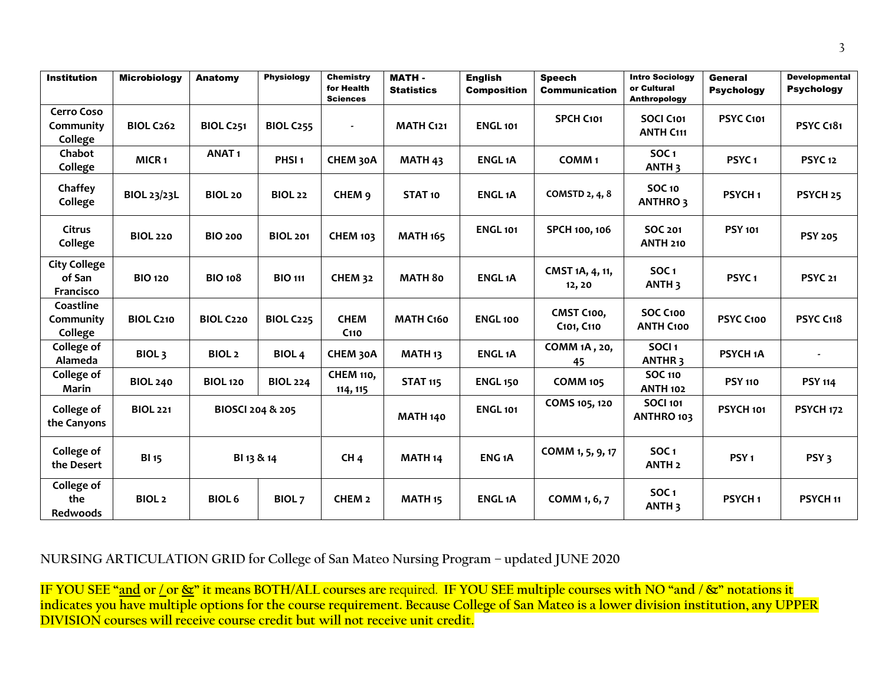| Institution | Microbiology | Anatomy | Physiology | Chemistry for Health Sciences | MATH - Statistics | English Composition | Speech Communication | Intro Sociology or Cultural Anthropology | General Psychology | Developmental Psychology |
|---|---|---|---|---|---|---|---|---|---|---|
| Cerro Coso Community College | BIOL C262 | BIOL C251 | BIOL C255 | - | MATH C121 | ENGL 101 | SPCH C101 | SOCI C101 ANTH C111 | PSYC C101 | PSYC C181 |
| Chabot College | MICR 1 | ANAT 1 | PHSI 1 | CHEM 30A | MATH 43 | ENGL 1A | COMM 1 | SOC 1 ANTH 3 | PSYC 1 | PSYC 12 |
| Chaffey College | BIOL 23/23L | BIOL 20 | BIOL 22 | CHEM 9 | STAT 10 | ENGL 1A | COMSTD 2, 4, 8 | SOC 10 ANTHRO 3 | PSYCH 1 | PSYCH 25 |
| Citrus College | BIOL 220 | BIO 200 | BIOL 201 | CHEM 103 | MATH 165 | ENGL 101 | SPCH 100, 106 | SOC 201 ANTH 210 | PSY 101 | PSY 205 |
| City College of San Francisco | BIO 120 | BIO 108 | BIO 111 | CHEM 32 | MATH 80 | ENGL 1A | CMST 1A, 4, 11, 12, 20 | SOC 1 ANTH 3 | PSYC 1 | PSYC 21 |
| Coastline Community College | BIOL C210 | BIOL C220 | BIOL C225 | CHEM C110 | MATH C160 | ENGL 100 | CMST C100, C101, C110 | SOC C100 ANTH C100 | PSYC C100 | PSYC C118 |
| College of Alameda | BIOL 3 | BIOL 2 | BIOL 4 | CHEM 30A | MATH 13 | ENGL 1A | COMM 1A , 20, 45 | SOCI 1 ANTHR 3 | PSYCH 1A | - |
| College of Marin | BIOL 240 | BIOL 120 | BIOL 224 | CHEM 110, 114, 115 | STAT 115 | ENGL 150 | COMM 105 | SOC 110 ANTH 102 | PSY 110 | PSY 114 |
| College of the Canyons | BIOL 221 | BIOSCI 204 & 205 | | | MATH 140 | ENGL 101 | COMS 105, 120 | SOCI 101 ANTHRO 103 | PSYCH 101 | PSYCH 172 |
| College of the Desert | BI 15 | BI 13 & 14 | | CH 4 | MATH 14 | ENG 1A | COMM 1, 5, 9, 17 | SOC 1 ANTH 2 | PSY 1 | PSY 3 |
| College of the Redwoods | BIOL 2 | BIOL 6 | BIOL 7 | CHEM 2 | MATH 15 | ENGL 1A | COMM 1, 6, 7 | SOC 1 ANTH 3 | PSYCH 1 | PSYCH 11 |

NURSING ARTICULATION GRID for College of San Mateo Nursing Program – updated JUNE 2020

IF YOU SEE "and or / or &" it means BOTH/ALL courses are required. IF YOU SEE multiple courses with NO "and / &" notations it indicates you have multiple options for the course requirement. Because College of San Mateo is a lower division institution, any UPPER DIVISION courses will receive course credit but will not receive unit credit.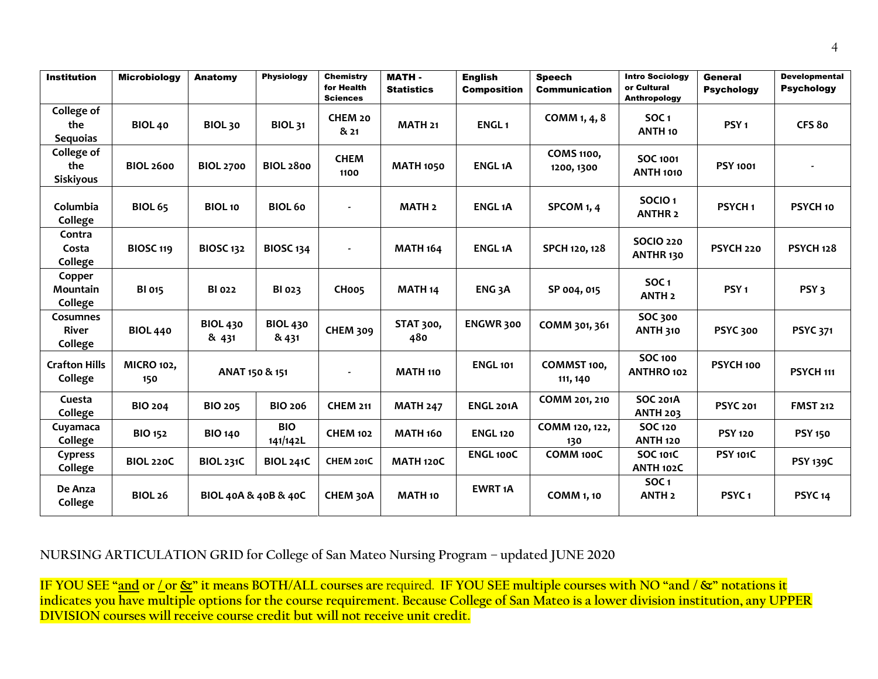| Institution | Microbiology | Anatomy | Physiology | Chemistry for Health Sciences | MATH - Statistics | English Composition | Speech Communication | Intro Sociology or Cultural Anthropology | General Psychology | Developmental Psychology |
|---|---|---|---|---|---|---|---|---|---|---|
| College of the Sequoias | BIOL 40 | BIOL 30 | BIOL 31 | CHEM 20 & 21 | MATH 21 | ENGL 1 | COMM 1, 4, 8 | SOC 1<br>ANTH 10 | PSY 1 | CFS 80 |
| College of the Siskiyous | BIOL 2600 | BIOL 2700 | BIOL 2800 | CHEM 1100 | MATH 1050 | ENGL 1A | COMS 1100, 1200, 1300 | SOC 1001<br>ANTH 1010 | PSY 1001 | - |
| Columbia College | BIOL 65 | BIOL 10 | BIOL 60 | - | MATH 2 | ENGL 1A | SPCOM 1, 4 | SOCIO 1<br>ANTHR 2 | PSYCH 1 | PSYCH 10 |
| Contra Costa College | BIOSC 119 | BIOSC 132 | BIOSC 134 | - | MATH 164 | ENGL 1A | SPCH 120, 128 | SOCIO 220<br>ANTHR 130 | PSYCH 220 | PSYCH 128 |
| Copper Mountain College | BI 015 | BI 022 | BI 023 | CH005 | MATH 14 | ENG 3A | SP 004, 015 | SOC 1<br>ANTH 2 | PSY 1 | PSY 3 |
| Cosumnes River College | BIOL 440 | BIOL 430 & 431 | BIOL 430 & 431 | CHEM 309 | STAT 300, 480 | ENGWR 300 | COMM 301, 361 | SOC 300<br>ANTH 310 | PSYC 300 | PSYC 371 |
| Crafton Hills College | MICRO 102, 150 | ANAT 150 & 151 | | - | MATH 110 | ENGL 101 | COMMST 100, 111, 140 | SOC 100<br>ANTHRO 102 | PSYCH 100 | PSYCH 111 |
| Cuesta College | BIO 204 | BIO 205 | BIO 206 | CHEM 211 | MATH 247 | ENGL 201A | COMM 201, 210 | SOC 201A<br>ANTH 203 | PSYC 201 | FMST 212 |
| Cuyamaca College | BIO 152 | BIO 140 | BIO 141/142L | CHEM 102 | MATH 160 | ENGL 120 | COMM 120, 122, 130 | SOC 120<br>ANTH 120 | PSY 120 | PSY 150 |
| Cypress College | BIOL 220C | BIOL 231C | BIOL 241C | CHEM 201C | MATH 120C | ENGL 100C | COMM 100C | SOC 101C<br>ANTH 102C | PSY 101C | PSY 139C |
| De Anza College | BIOL 26 | BIOL 40A & 40B & 40C | | CHEM 30A | MATH 10 | EWRT 1A | COMM 1, 10 | SOC 1<br>ANTH 2 | PSYC 1 | PSYC 14 |

NURSING ARTICULATION GRID for College of San Mateo Nursing Program – updated JUNE 2020

IF YOU SEE "and or / or &" it means BOTH/ALL courses are required. IF YOU SEE multiple courses with NO "and / &" notations it indicates you have multiple options for the course requirement. Because College of San Mateo is a lower division institution, any UPPER DIVISION courses will receive course credit but will not receive unit credit.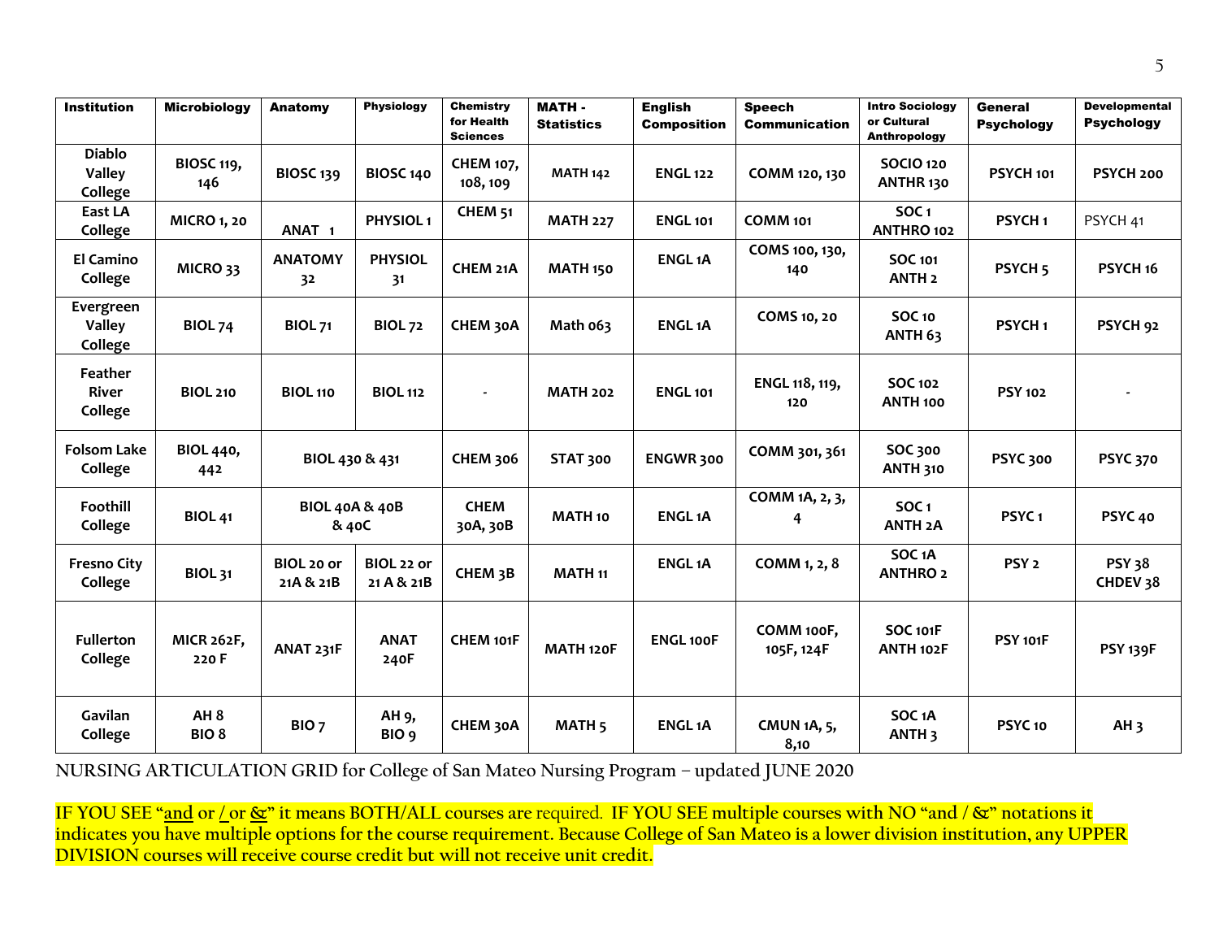| Institution | Microbiology | Anatomy | Physiology | Chemistry for Health Sciences | MATH - Statistics | English Composition | Speech Communication | Intro Sociology or Cultural Anthropology | General Psychology | Developmental Psychology |
|---|---|---|---|---|---|---|---|---|---|---|
| Diablo Valley College | BIOSC 119, 146 | BIOSC 139 | BIOSC 140 | CHEM 107, 108, 109 | MATH 142 | ENGL 122 | COMM 120, 130 | SOCIO 120 ANTHR 130 | PSYCH 101 | PSYCH 200 |
| East LA College | MICRO 1, 20 | ANAT 1 | PHYSIOL 1 | CHEM 51 | MATH 227 | ENGL 101 | COMM 101 | SOC 1 ANTHRO 102 | PSYCH 1 | PSYCH 41 |
| El Camino College | MICRO 33 | ANATOMY 32 | PHYSIOL 31 | CHEM 21A | MATH 150 | ENGL 1A | COMS 100, 130, 140 | SOC 101 ANTH 2 | PSYCH 5 | PSYCH 16 |
| Evergreen Valley College | BIOL 74 | BIOL 71 | BIOL 72 | CHEM 30A | Math 063 | ENGL 1A | COMS 10, 20 | SOC 10 ANTH 63 | PSYCH 1 | PSYCH 92 |
| Feather River College | BIOL 210 | BIOL 110 | BIOL 112 | - | MATH 202 | ENGL 101 | ENGL 118, 119, 120 | SOC 102 ANTH 100 | PSY 102 | - |
| Folsom Lake College | BIOL 440, 442 | BIOL 430 & 431 | | CHEM 306 | STAT 300 | ENGWR 300 | COMM 301, 361 | SOC 300 ANTH 310 | PSYC 300 | PSYC 370 |
| Foothill College | BIOL 41 | BIOL 40A & 40B & 40C | | CHEM 30A, 30B | MATH 10 | ENGL 1A | COMM 1A, 2, 3, 4 | SOC 1 ANTH 2A | PSYC 1 | PSYC 40 |
| Fresno City College | BIOL 31 | BIOL 20 or 21A & 21B | BIOL 22 or 21 A & 21B | CHEM 3B | MATH 11 | ENGL 1A | COMM 1, 2, 8 | SOC 1A ANTHRO 2 | PSY 2 | PSY 38 CHDEV 38 |
| Fullerton College | MICR 262F, 220 F | ANAT 231F | ANAT 240F | CHEM 101F | MATH 120F | ENGL 100F | COMM 100F, 105F, 124F | SOC 101F ANTH 102F | PSY 101F | PSY 139F |
| Gavilan College | AH 8 BIO 8 | BIO 7 | AH 9, BIO 9 | CHEM 30A | MATH 5 | ENGL 1A | CMUN 1A, 5, 8,10 | SOC 1A ANTH 3 | PSYC 10 | AH 3 |

NURSING ARTICULATION GRID for College of San Mateo Nursing Program – updated JUNE 2020

**IF YOU SEE "and or / or &" it means BOTH/ALL courses are required. IF YOU SEE multiple courses with NO "and / &" notations it indicates you have multiple options for the course requirement. Because College of San Mateo is a lower division institution, any UPPER DIVISION courses will receive course credit but will not receive unit credit.**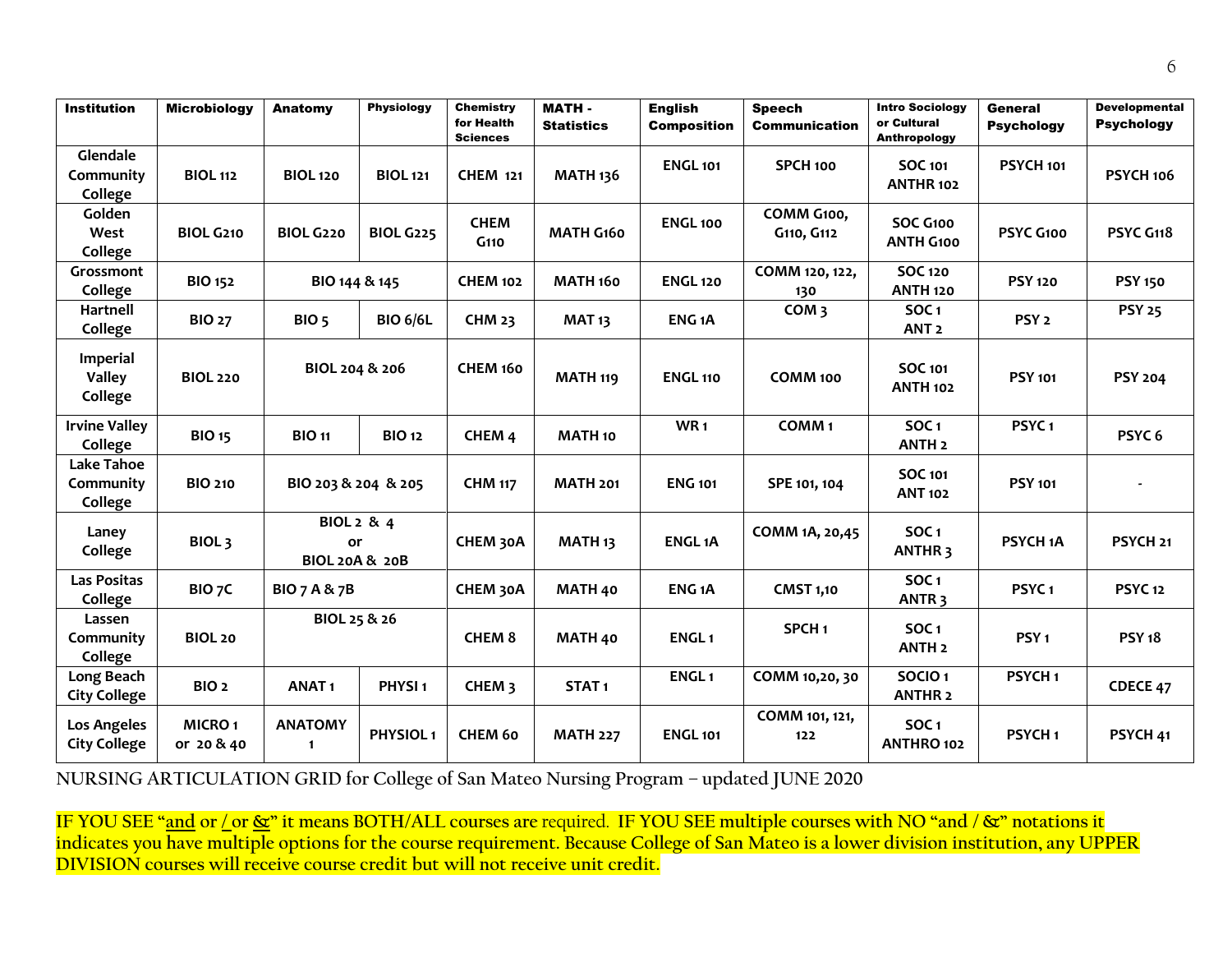| Institution | Microbiology | Anatomy | Physiology | Chemistry for Health Sciences | MATH - Statistics | English Composition | Speech Communication | Intro Sociology or Cultural Anthropology | General Psychology | Developmental Psychology |
|---|---|---|---|---|---|---|---|---|---|---|
| Glendale Community College | BIOL 112 | BIOL 120 | BIOL 121 | CHEM 121 | MATH 136 | ENGL 101 | SPCH 100 | SOC 101 ANTHR 102 | PSYCH 101 | PSYCH 106 |
| Golden West College | BIOL G210 | BIOL G220 | BIOL G225 | CHEM G110 | MATH G160 | ENGL 100 | COMM G100, G110, G112 | SOC G100 ANTH G100 | PSYC G100 | PSYC G118 |
| Grossmont College | BIO 152 | BIO 144 & 145 | | CHEM 102 | MATH 160 | ENGL 120 | COMM 120, 122, 130 | SOC 120 ANTH 120 | PSY 120 | PSY 150 |
| Hartnell College | BIO 27 | BIO 5 | BIO 6/6L | CHM 23 | MAT 13 | ENG 1A | COM 3 | SOC 1 ANT 2 | PSY 2 | PSY 25 |
| Imperial Valley College | BIOL 220 | BIOL 204 & 206 | | CHEM 160 | MATH 119 | ENGL 110 | COMM 100 | SOC 101 ANTH 102 | PSY 101 | PSY 204 |
| Irvine Valley College | BIO 15 | BIO 11 | BIO 12 | CHEM 4 | MATH 10 | WR 1 | COMM 1 | SOC 1 ANTH 2 | PSYC 1 | PSYC 6 |
| Lake Tahoe Community College | BIO 210 | BIO 203 & 204 & 205 | | CHM 117 | MATH 201 | ENG 101 | SPE 101, 104 | SOC 101 ANT 102 | PSY 101 | - |
| Laney College | BIOL 3 | BIOL 2 & 4 or BIOL 20A & 20B | | CHEM 30A | MATH 13 | ENGL 1A | COMM 1A, 20,45 | SOC 1 ANTHR 3 | PSYCH 1A | PSYCH 21 |
| Las Positas College | BIO 7C | BIO 7 A & 7B | | CHEM 30A | MATH 40 | ENG 1A | CMST 1,10 | SOC 1 ANTR 3 | PSYC 1 | PSYC 12 |
| Lassen Community College | BIOL 20 | BIOL 25 & 26 | | CHEM 8 | MATH 40 | ENGL 1 | SPCH 1 | SOC 1 ANTH 2 | PSY 1 | PSY 18 |
| Long Beach City College | BIO 2 | ANAT 1 | PHYSI 1 | CHEM 3 | STAT 1 | ENGL 1 | COMM 10,20, 30 | SOCIO 1 ANTHR 2 | PSYCH 1 | CDECE 47 |
| Los Angeles City College | MICRO 1 or 20 & 40 | ANATOMY 1 | PHYSIOL 1 | CHEM 60 | MATH 227 | ENGL 101 | COMM 101, 121, 122 | SOC 1 ANTHRO 102 | PSYCH 1 | PSYCH 41 |

NURSING ARTICULATION GRID for College of San Mateo Nursing Program – updated JUNE 2020

IF YOU SEE "and or / or &" it means BOTH/ALL courses are required. IF YOU SEE multiple courses with NO "and / &" notations it indicates you have multiple options for the course requirement. Because College of San Mateo is a lower division institution, any UPPER DIVISION courses will receive course credit but will not receive unit credit.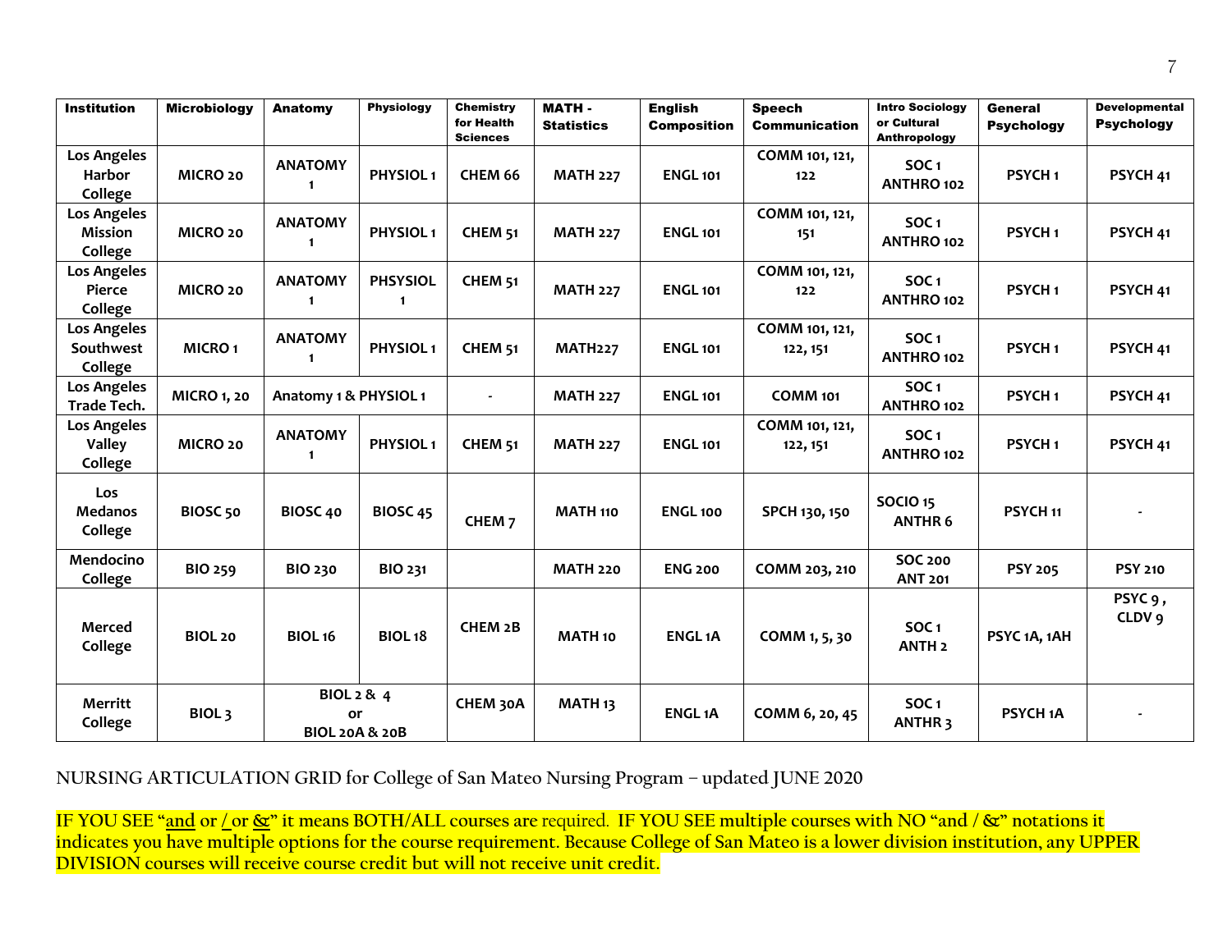| Institution | Microbiology | Anatomy | Physiology | Chemistry for Health Sciences | MATH - Statistics | English Composition | Speech Communication | Intro Sociology or Cultural Anthropology | General Psychology | Developmental Psychology |
|---|---|---|---|---|---|---|---|---|---|---|
| Los Angeles Harbor College | MICRO 20 | ANATOMY 1 | PHYSIOL 1 | CHEM 66 | MATH 227 | ENGL 101 | COMM 101, 121, 122 | SOC 1 ANTHRO 102 | PSYCH 1 | PSYCH 41 |
| Los Angeles Mission College | MICRO 20 | ANATOMY 1 | PHYSIOL 1 | CHEM 51 | MATH 227 | ENGL 101 | COMM 101, 121, 151 | SOC 1 ANTHRO 102 | PSYCH 1 | PSYCH 41 |
| Los Angeles Pierce College | MICRO 20 | ANATOMY 1 | PHSYSIOL 1 | CHEM 51 | MATH 227 | ENGL 101 | COMM 101, 121, 122 | SOC 1 ANTHRO 102 | PSYCH 1 | PSYCH 41 |
| Los Angeles Southwest College | MICRO 1 | ANATOMY 1 | PHYSIOL 1 | CHEM 51 | MATH227 | ENGL 101 | COMM 101, 121, 122, 151 | SOC 1 ANTHRO 102 | PSYCH 1 | PSYCH 41 |
| Los Angeles Trade Tech. | MICRO 1, 20 | Anatomy 1 & PHYSIOL 1 | | - | MATH 227 | ENGL 101 | COMM 101 | SOC 1 ANTHRO 102 | PSYCH 1 | PSYCH 41 |
| Los Angeles Valley College | MICRO 20 | ANATOMY 1 | PHYSIOL 1 | CHEM 51 | MATH 227 | ENGL 101 | COMM 101, 121, 122, 151 | SOC 1 ANTHRO 102 | PSYCH 1 | PSYCH 41 |
| Los Medanos College | BIOSC 50 | BIOSC 40 | BIOSC 45 | CHEM 7 | MATH 110 | ENGL 100 | SPCH 130, 150 | SOCIO 15 ANTHR 6 | PSYCH 11 | - |
| Mendocino College | BIO 259 | BIO 230 | BIO 231 | | MATH 220 | ENG 200 | COMM 203, 210 | SOC 200 ANT 201 | PSY 205 | PSY 210 |
| Merced College | BIOL 20 | BIOL 16 | BIOL 18 | CHEM 2B | MATH 10 | ENGL 1A | COMM 1, 5, 30 | SOC 1 ANTH 2 | PSYC 1A, 1AH | PSYC 9, CLDV 9 |
| Merritt College | BIOL 3 | BIOL 2 & 4 or BIOL 20A & 20B | | CHEM 30A | MATH 13 | ENGL 1A | COMM 6, 20, 45 | SOC 1 ANTHR 3 | PSYCH 1A | - |

NURSING ARTICULATION GRID for College of San Mateo Nursing Program – updated JUNE 2020

IF YOU SEE "and or / or &" it means BOTH/ALL courses are required. IF YOU SEE multiple courses with NO "and / &" notations it indicates you have multiple options for the course requirement. Because College of San Mateo is a lower division institution, any UPPER DIVISION courses will receive course credit but will not receive unit credit.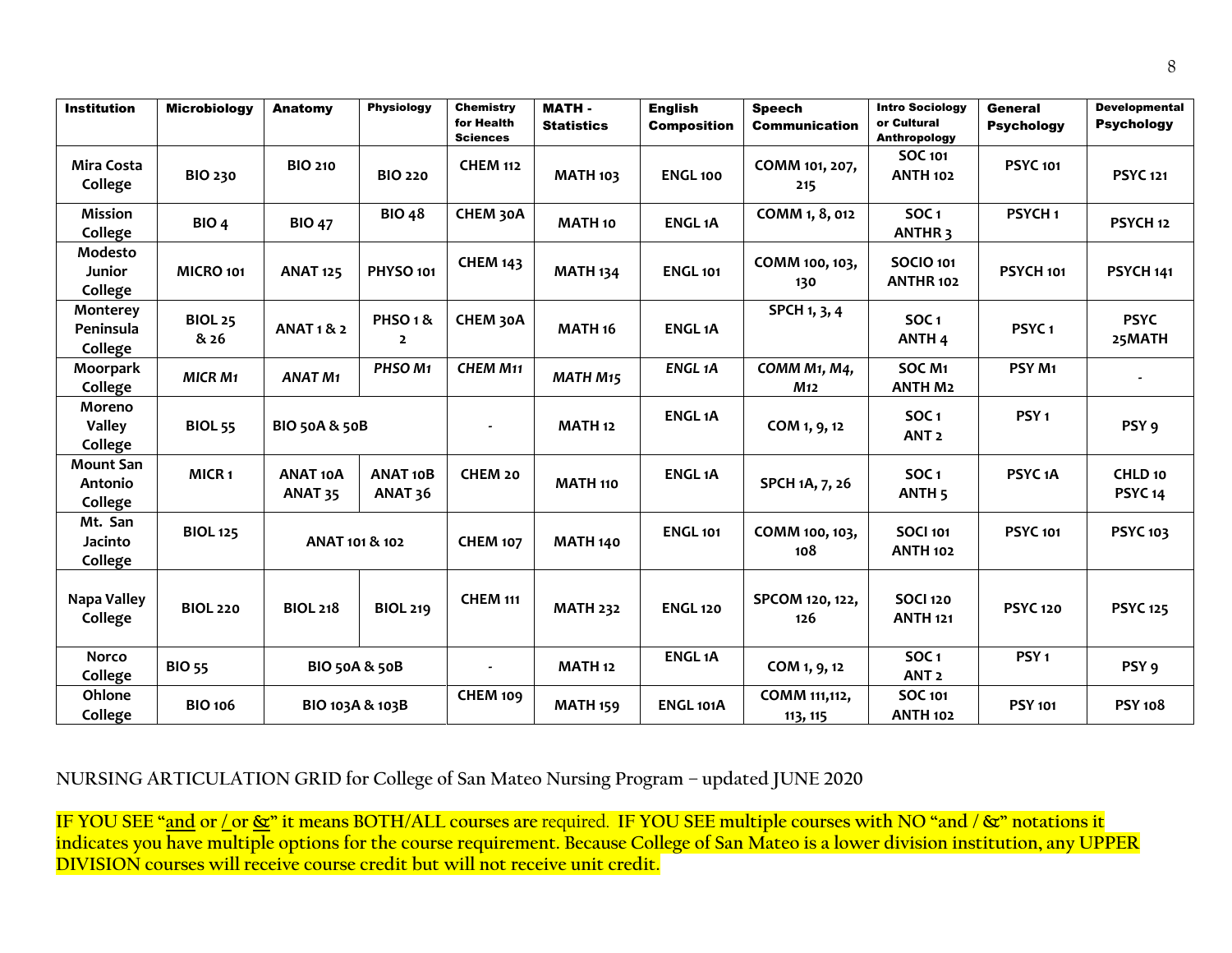| Institution | Microbiology | Anatomy | Physiology | Chemistry for Health Sciences | MATH - Statistics | English Composition | Speech Communication | Intro Sociology or Cultural Anthropology | General Psychology | Developmental Psychology |
|---|---|---|---|---|---|---|---|---|---|---|
| Mira Costa College | BIO 230 | BIO 210 | BIO 220 | CHEM 112 | MATH 103 | ENGL 100 | COMM 101, 207, 215 | SOC 101 ANTH 102 | PSYC 101 | PSYC 121 |
| Mission College | BIO 4 | BIO 47 | BIO 48 | CHEM 30A | MATH 10 | ENGL 1A | COMM 1, 8, 012 | SOC 1 ANTHR 3 | PSYCH 1 | PSYCH 12 |
| Modesto Junior College | MICRO 101 | ANAT 125 | PHYSO 101 | CHEM 143 | MATH 134 | ENGL 101 | COMM 100, 103, 130 | SOCIO 101 ANTHR 102 | PSYCH 101 | PSYCH 141 |
| Monterey Peninsula College | BIOL 25 & 26 | ANAT 1 & 2 | PHSO 1 & 2 | CHEM 30A | MATH 16 | ENGL 1A | SPCH 1, 3, 4 | SOC 1 ANTH 4 | PSYC 1 | PSYC 25MATH |
| Moorpark College | *MICR M1* | *ANAT M1* | *PHSO M1* | *CHEM M11* | *MATH M15* | *ENGL 1A* | *COMM M1, M4, M12* | SOC M1 ANTH M2 | PSY M1 | - |
| Moreno Valley College | BIOL 55 | BIO 50A & 50B | | - | MATH 12 | ENGL 1A | COM 1, 9, 12 | SOC 1 ANT 2 | PSY 1 | PSY 9 |
| Mount San Antonio College | MICR 1 | ANAT 10A ANAT 35 | ANAT 10B ANAT 36 | CHEM 20 | MATH 110 | ENGL 1A | SPCH 1A, 7, 26 | SOC 1 ANTH 5 | PSYC 1A | CHLD 10 PSYC 14 |
| Mt. San Jacinto College | BIOL 125 | ANAT 101 & 102 | | CHEM 107 | MATH 140 | ENGL 101 | COMM 100, 103, 108 | SOCI 101 ANTH 102 | PSYC 101 | PSYC 103 |
| Napa Valley College | BIOL 220 | BIOL 218 | BIOL 219 | CHEM 111 | MATH 232 | ENGL 120 | SPCOM 120, 122, 126 | SOCI 120 ANTH 121 | PSYC 120 | PSYC 125 |
| Norco College | BIO 55 | BIO 50A & 50B | | - | MATH 12 | ENGL 1A | COM 1, 9, 12 | SOC 1 ANT 2 | PSY 1 | PSY 9 |
| Ohlone College | BIO 106 | BIO 103A & 103B | | CHEM 109 | MATH 159 | ENGL 101A | COMM 111,112, 113, 115 | SOC 101 ANTH 102 | PSY 101 | PSY 108 |

NURSING ARTICULATION GRID for College of San Mateo Nursing Program – updated JUNE 2020

IF YOU SEE "and or / or &" it means BOTH/ALL courses are required. IF YOU SEE multiple courses with NO "and / &" notations it indicates you have multiple options for the course requirement. Because College of San Mateo is a lower division institution, any UPPER DIVISION courses will receive course credit but will not receive unit credit.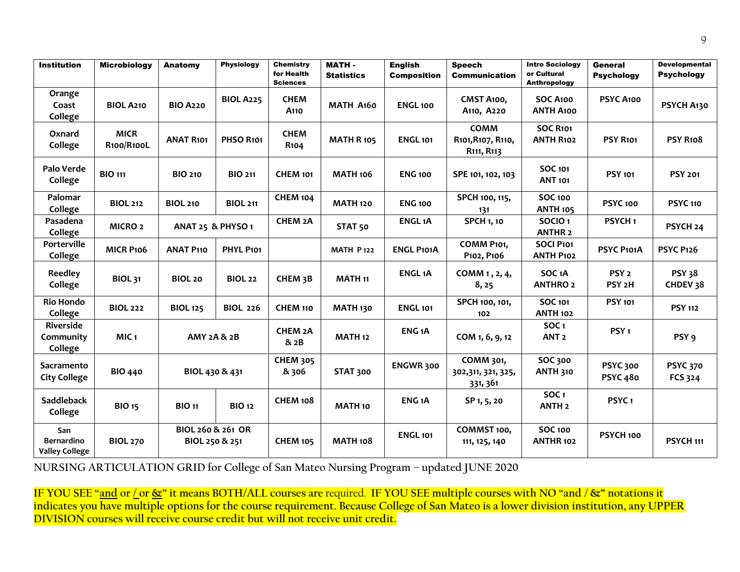| Institution | Microbiology | Anatomy | Physiology | Chemistry for Health Sciences | MATH - Statistics | English Composition | Speech Communication | Intro Sociology or Cultural Anthropology | General Psychology | Developmental Psychology |
|---|---|---|---|---|---|---|---|---|---|---|
| Orange Coast College | BIOL A210 | BIO A220 | BIOL A225 | CHEM A110 | MATH A160 | ENGL 100 | CMST A100, A110, A220 | SOC A100 ANTH A100 | PSYC A100 | PSYCH A130 |
| Oxnard College | MICR R100/R100L | ANAT R101 | PHSO R101 | CHEM R104 | MATH R 105 | ENGL 101 | COMM R101,R107, R110, R111, R113 | SOC R101 ANTH R102 | PSY R101 | PSY R108 |
| Palo Verde College | BIO 111 | BIO 210 | BIO 211 | CHEM 101 | MATH 106 | ENG 100 | SPE 101, 102, 103 | SOC 101 ANT 101 | PSY 101 | PSY 201 |
| Palomar College | BIOL 212 | BIOL 210 | BIOL 211 | CHEM 104 | MATH 120 | ENG 100 | SPCH 100, 115, 131 | SOC 100 ANTH 105 | PSYC 100 | PSYC 110 |
| Pasadena College | MICRO 2 | ANAT 25 & PHYSO 1 | | CHEM 2A | STAT 50 | ENGL 1A | SPCH 1, 10 | SOCIO 1 ANTHR 2 | PSYCH 1 | PSYCH 24 |
| Porterville College | MICR P106 | ANAT P110 | PHYL P101 | | MATH P 122 | ENGL P101A | COMM P101, P102, P106 | SOCI P101 ANTH P102 | PSYC P101A | PSYC P126 |
| Reedley College | BIOL 31 | BIOL 20 | BIOL 22 | CHEM 3B | MATH 11 | ENGL 1A | COMM 1 , 2, 4, 8, 25 | SOC 1A ANTHRO 2 | PSY 2 PSY 2H | PSY 38 CHDEV 38 |
| Rio Hondo College | BIOL 222 | BIOL 125 | BIOL 226 | CHEM 110 | MATH 130 | ENGL 101 | SPCH 100, 101, 102 | SOC 101 ANTH 102 | PSY 101 | PSY 112 |
| Riverside Community College | MIC 1 | AMY 2A & 2B | | CHEM 2A & 2B | MATH 12 | ENG 1A | COM 1, 6, 9, 12 | SOC 1 ANT 2 | PSY 1 | PSY 9 |
| Sacramento City College | BIO 440 | BIOL 430 & 431 | | CHEM 305 & 306 | STAT 300 | ENGWR 300 | COMM 301, 302,311, 321, 325, 331, 361 | SOC 300 ANTH 310 | PSYC 300 PSYC 480 | PSYC 370 FCS 324 |
| Saddleback College | BIO 15 | BIO 11 | BIO 12 | CHEM 108 | MATH 10 | ENG 1A | SP 1, 5, 20 | SOC 1 ANTH 2 | PSYC 1 | |
| San Bernardino Valley College | BIOL 270 | BIOL 260 & 261 OR BIOL 250 & 251 | | CHEM 105 | MATH 108 | ENGL 101 | COMMST 100, 111, 125, 140 | SOC 100 ANTHR 102 | PSYCH 100 | PSYCH 111 |

NURSING ARTICULATION GRID for College of San Mateo Nursing Program – updated JUNE 2020

IF YOU SEE "and or / or &" it means BOTH/ALL courses are required. IF YOU SEE multiple courses with NO "and / &" notations it indicates you have multiple options for the course requirement. Because College of San Mateo is a lower division institution, any UPPER DIVISION courses will receive course credit but will not receive unit credit.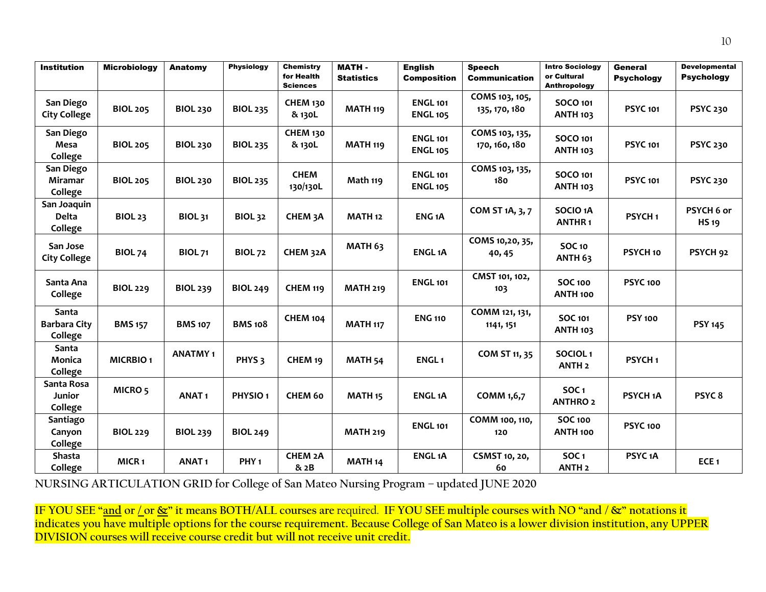| Institution | Microbiology | Anatomy | Physiology | Chemistry for Health Sciences | MATH - Statistics | English Composition | Speech Communication | Intro Sociology or Cultural Anthropology | General Psychology | Developmental Psychology |
|---|---|---|---|---|---|---|---|---|---|---|
| San Diego City College | BIOL 205 | BIOL 230 | BIOL 235 | CHEM 130 & 130L | MATH 119 | ENGL 101 ENGL 105 | COMS 103, 105, 135, 170, 180 | SOCO 101 ANTH 103 | PSYC 101 | PSYC 230 |
| San Diego Mesa College | BIOL 205 | BIOL 230 | BIOL 235 | CHEM 130 & 130L | MATH 119 | ENGL 101 ENGL 105 | COMS 103, 135, 170, 160, 180 | SOCO 101 ANTH 103 | PSYC 101 | PSYC 230 |
| San Diego Miramar College | BIOL 205 | BIOL 230 | BIOL 235 | CHEM 130/130L | Math 119 | ENGL 101 ENGL 105 | COMS 103, 135, 180 | SOCO 101 ANTH 103 | PSYC 101 | PSYC 230 |
| San Joaquin Delta College | BIOL 23 | BIOL 31 | BIOL 32 | CHEM 3A | MATH 12 | ENG 1A | COM ST 1A, 3, 7 | SOCIO 1A ANTHR 1 | PSYCH 1 | PSYCH 6 or HS 19 |
| San Jose City College | BIOL 74 | BIOL 71 | BIOL 72 | CHEM 32A | MATH 63 | ENGL 1A | COMS 10,20, 35, 40, 45 | SOC 10 ANTH 63 | PSYCH 10 | PSYCH 92 |
| Santa Ana College | BIOL 229 | BIOL 239 | BIOL 249 | CHEM 119 | MATH 219 | ENGL 101 | CMST 101, 102, 103 | SOC 100 ANTH 100 | PSYC 100 | |
| Santa Barbara City College | BMS 157 | BMS 107 | BMS 108 | CHEM 104 | MATH 117 | ENG 110 | COMM 121, 131, 1141, 151 | SOC 101 ANTH 103 | PSY 100 | PSY 145 |
| Santa Monica College | MICRBIO 1 | ANATMY 1 | PHYS 3 | CHEM 19 | MATH 54 | ENGL 1 | COM ST 11, 35 | SOCIOL 1 ANTH 2 | PSYCH 1 | |
| Santa Rosa Junior College | MICRO 5 | ANAT 1 | PHYSIO 1 | CHEM 60 | MATH 15 | ENGL 1A | COMM 1,6,7 | SOC 1 ANTHRO 2 | PSYCH 1A | PSYC 8 |
| Santiago Canyon College | BIOL 229 | BIOL 239 | BIOL 249 | | MATH 219 | ENGL 101 | COMM 100, 110, 120 | SOC 100 ANTH 100 | PSYC 100 | |
| Shasta College | MICR 1 | ANAT 1 | PHY 1 | CHEM 2A & 2B | MATH 14 | ENGL 1A | CSMST 10, 20, 60 | SOC 1 ANTH 2 | PSYC 1A | ECE 1 |

NURSING ARTICULATION GRID for College of San Mateo Nursing Program – updated JUNE 2020

**IF YOU SEE "and or / or &" it means BOTH/ALL courses are required. IF YOU SEE multiple courses with NO "and / &" notations it indicates you have multiple options for the course requirement. Because College of San Mateo is a lower division institution, any UPPER DIVISION courses will receive course credit but will not receive unit credit.**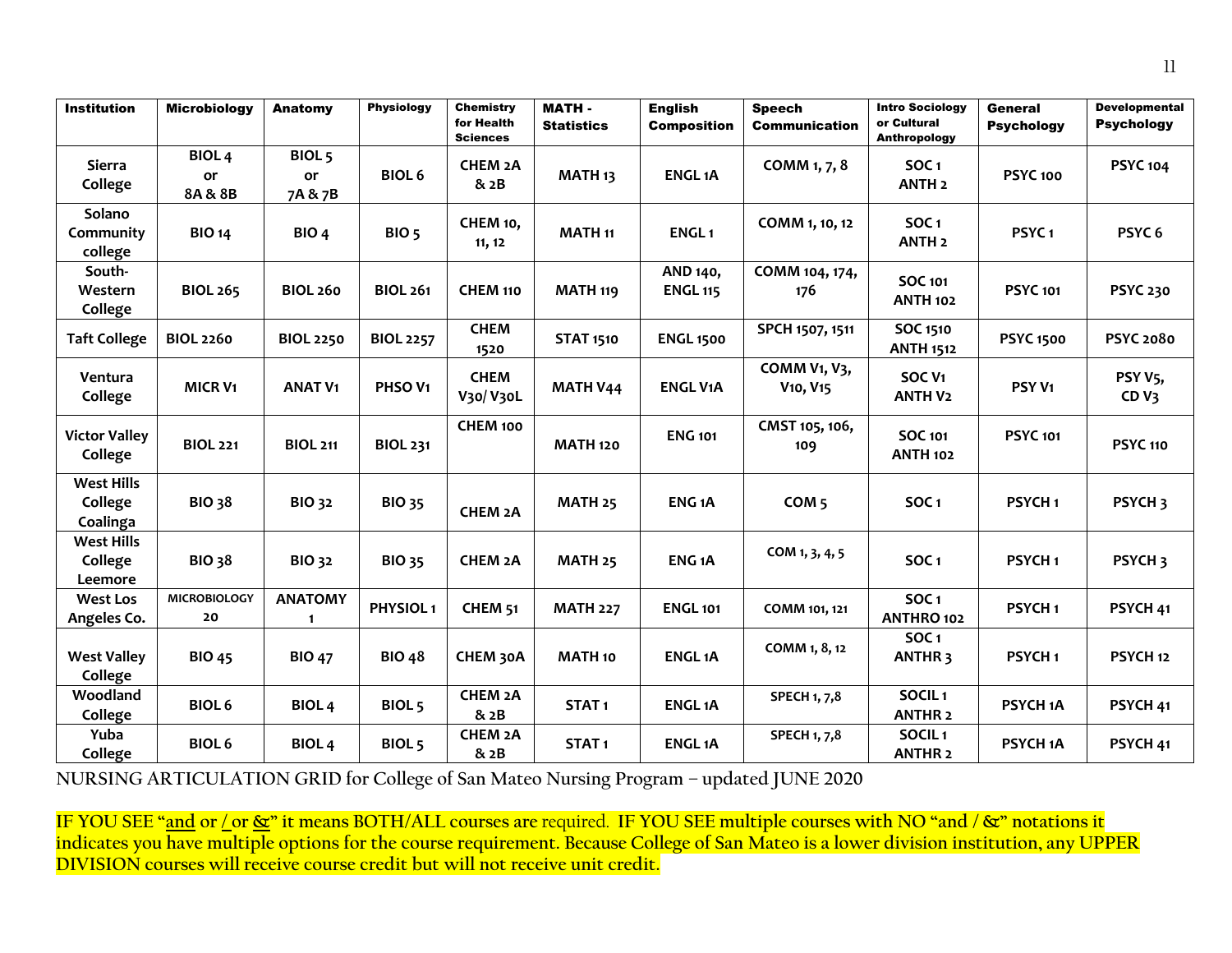| Institution | Microbiology | Anatomy | Physiology | Chemistry for Health Sciences | MATH - Statistics | English Composition | Speech Communication | Intro Sociology or Cultural Anthropology | General Psychology | Developmental Psychology |
|---|---|---|---|---|---|---|---|---|---|---|
| Sierra College | BIOL 4 or 8A & 8B | BIOL 5 or 7A & 7B | BIOL 6 | CHEM 2A & 2B | MATH 13 | ENGL 1A | COMM 1, 7, 8 | SOC 1 ANTH 2 | PSYC 100 | PSYC 104 |
| Solano Community college | BIO 14 | BIO 4 | BIO 5 | CHEM 10, 11, 12 | MATH 11 | ENGL 1 | COMM 1, 10, 12 | SOC 1 ANTH 2 | PSYC 1 | PSYC 6 |
| South-Western College | BIOL 265 | BIOL 260 | BIOL 261 | CHEM 110 | MATH 119 | AND 140, ENGL 115 | COMM 104, 174, 176 | SOC 101 ANTH 102 | PSYC 101 | PSYC 230 |
| Taft College | BIOL 2260 | BIOL 2250 | BIOL 2257 | CHEM 1520 | STAT 1510 | ENGL 1500 | SPCH 1507, 1511 | SOC 1510 ANTH 1512 | PSYC 1500 | PSYC 2080 |
| Ventura College | MICR V1 | ANAT V1 | PHSO V1 | CHEM V30/ V30L | MATH V44 | ENGL V1A | COMM V1, V3, V10, V15 | SOC V1 ANTH V2 | PSY V1 | PSY V5, CD V3 |
| Victor Valley College | BIOL 221 | BIOL 211 | BIOL 231 | CHEM 100 | MATH 120 | ENG 101 | CMST 105, 106, 109 | SOC 101 ANTH 102 | PSYC 101 | PSYC 110 |
| West Hills College Coalinga | BIO 38 | BIO 32 | BIO 35 | CHEM 2A | MATH 25 | ENG 1A | COM 5 | SOC 1 | PSYCH 1 | PSYCH 3 |
| West Hills College Leemore | BIO 38 | BIO 32 | BIO 35 | CHEM 2A | MATH 25 | ENG 1A | COM 1, 3, 4, 5 | SOC 1 | PSYCH 1 | PSYCH 3 |
| West Los Angeles Co. | MICROBIOLOGY 20 | ANATOMY 1 | PHYSIOL 1 | CHEM 51 | MATH 227 | ENGL 101 | COMM 101, 121 | SOC 1 ANTHRO 102 | PSYCH 1 | PSYCH 41 |
| West Valley College | BIO 45 | BIO 47 | BIO 48 | CHEM 30A | MATH 10 | ENGL 1A | COMM 1, 8, 12 | SOC 1 ANTHR 3 | PSYCH 1 | PSYCH 12 |
| Woodland College | BIOL 6 | BIOL 4 | BIOL 5 | CHEM 2A & 2B | STAT 1 | ENGL 1A | SPECH 1, 7,8 | SOCIL 1 ANTHR 2 | PSYCH 1A | PSYCH 41 |
| Yuba College | BIOL 6 | BIOL 4 | BIOL 5 | CHEM 2A & 2B | STAT 1 | ENGL 1A | SPECH 1, 7,8 | SOCIL 1 ANTHR 2 | PSYCH 1A | PSYCH 41 |

NURSING ARTICULATION GRID for College of San Mateo Nursing Program – updated JUNE 2020

IF YOU SEE "<u>and</u> or <u>/</u> or <u>&</u>" it means BOTH/ALL courses are required. IF YOU SEE multiple courses with NO "and / &" notations it indicates you have multiple options for the course requirement. Because College of San Mateo is a lower division institution, any UPPER DIVISION courses will receive course credit but will not receive unit credit.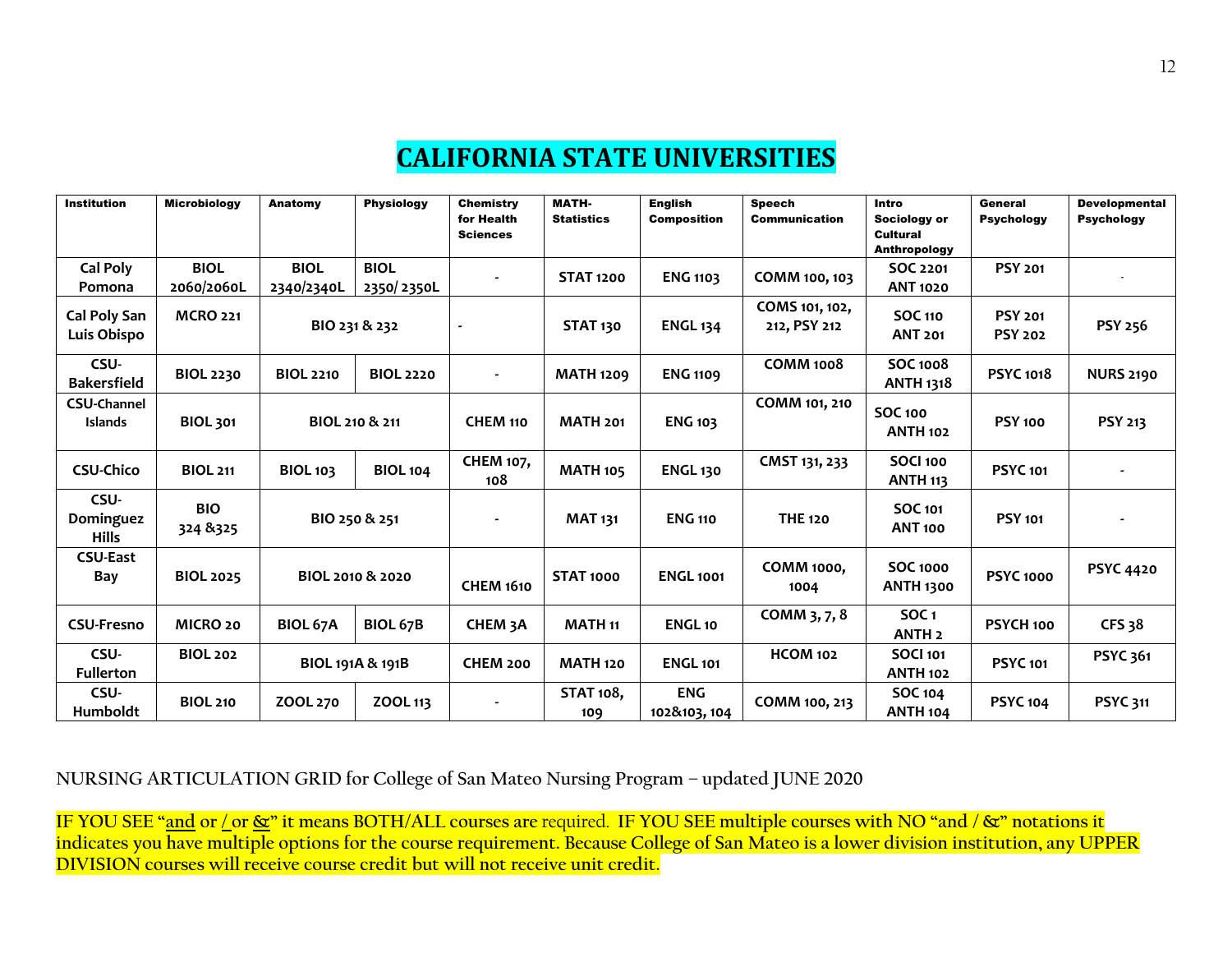# CALIFORNIA STATE UNIVERSITIES

| Institution | Microbiology | Anatomy | Physiology | Chemistry for Health Sciences | MATH-Statistics | English Composition | Speech Communication | Intro Sociology or Cultural Anthropology | General Psychology | Developmental Psychology |
|---|---|---|---|---|---|---|---|---|---|---|
| Cal Poly Pomona | BIOL 2060/2060L | BIOL 2340/2340L | BIOL 2350/ 2350L | - | STAT 1200 | ENG 1103 | COMM 100, 103 | SOC 2201 ANT 1020 | PSY 201 | - |
| Cal Poly San Luis Obispo | MCRO 221 | BIO 231 & 232 | | - | STAT 130 | ENGL 134 | COMS 101, 102, 212, PSY 212 | SOC 110 ANT 201 | PSY 201 PSY 202 | PSY 256 |
| CSU-Bakersfield | BIOL 2230 | BIOL 2210 | BIOL 2220 | - | MATH 1209 | ENG 1109 | COMM 1008 | SOC 1008 ANTH 1318 | PSYC 1018 | NURS 2190 |
| CSU-Channel Islands | BIOL 301 | BIOL 210 & 211 | | CHEM 110 | MATH 201 | ENG 103 | COMM 101, 210 | SOC 100 ANTH 102 | PSY 100 | PSY 213 |
| CSU-Chico | BIOL 211 | BIOL 103 | BIOL 104 | CHEM 107, 108 | MATH 105 | ENGL 130 | CMST 131, 233 | SOCI 100 ANTH 113 | PSYC 101 | - |
| CSU-Dominguez Hills | BIO 324 &325 | BIO 250 & 251 | | - | MAT 131 | ENG 110 | THE 120 | SOC 101 ANT 100 | PSY 101 | - |
| CSU-East Bay | BIOL 2025 | BIOL 2010 & 2020 | | CHEM 1610 | STAT 1000 | ENGL 1001 | COMM 1000, 1004 | SOC 1000 ANTH 1300 | PSYC 1000 | PSYC 4420 |
| CSU-Fresno | MICRO 20 | BIOL 67A | BIOL 67B | CHEM 3A | MATH 11 | ENGL 10 | COMM 3, 7, 8 | SOC 1 ANTH 2 | PSYCH 100 | CFS 38 |
| CSU-Fullerton | BIOL 202 | BIOL 191A & 191B | | CHEM 200 | MATH 120 | ENGL 101 | HCOM 102 | SOCI 101 ANTH 102 | PSYC 101 | PSYC 361 |
| CSU-Humboldt | BIOL 210 | ZOOL 270 | ZOOL 113 | - | STAT 108, 109 | ENG 102&103, 104 | COMM 100, 213 | SOC 104 ANTH 104 | PSYC 104 | PSYC 311 |

NURSING ARTICULATION GRID for College of San Mateo Nursing Program – updated JUNE 2020

IF YOU SEE "and or / or &" it means BOTH/ALL courses are required. IF YOU SEE multiple courses with NO "and / &" notations it indicates you have multiple options for the course requirement. Because College of San Mateo is a lower division institution, any UPPER DIVISION courses will receive course credit but will not receive unit credit.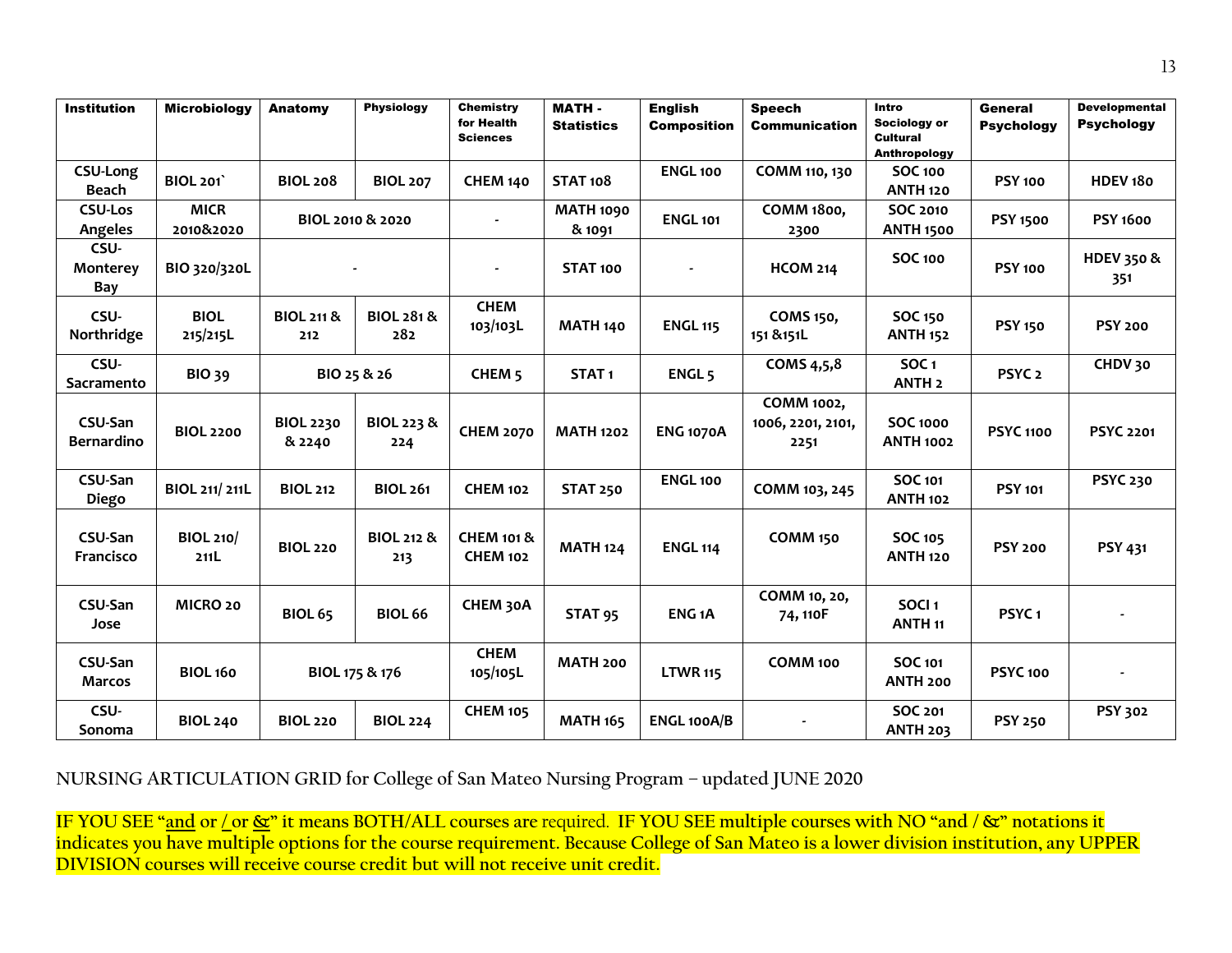| Institution | Microbiology | Anatomy | Physiology | Chemistry for Health Sciences | MATH - Statistics | English Composition | Speech Communication | Intro Sociology or Cultural Anthropology | General Psychology | Developmental Psychology |
|---|---|---|---|---|---|---|---|---|---|---|
| CSU-Long Beach | BIOL 201` | BIOL 208 | BIOL 207 | CHEM 140 | STAT 108 | ENGL 100 | COMM 110, 130 | SOC 100 ANTH 120 | PSY 100 | HDEV 180 |
| CSU-Los Angeles | MICR 2010&2020 | BIOL 2010 & 2020 | | - | MATH 1090 & 1091 | ENGL 101 | COMM 1800, 2300 | SOC 2010 ANTH 1500 | PSY 1500 | PSY 1600 |
| CSU-Monterey Bay | BIO 320/320L | - | | - | STAT 100 | - | HCOM 214 | SOC 100 | PSY 100 | HDEV 350 & 351 |
| CSU-Northridge | BIOL 215/215L | BIOL 211 & 212 | BIOL 281 & 282 | CHEM 103/103L | MATH 140 | ENGL 115 | COMS 150, 151 &151L | SOC 150 ANTH 152 | PSY 150 | PSY 200 |
| CSU-Sacramento | BIO 39 | BIO 25 & 26 | | CHEM 5 | STAT 1 | ENGL 5 | COMS 4,5,8 | SOC 1 ANTH 2 | PSYC 2 | CHDV 30 |
| CSU-San Bernardino | BIOL 2200 | BIOL 2230 & 2240 | BIOL 223 & 224 | CHEM 2070 | MATH 1202 | ENG 1070A | COMM 1002, 1006, 2201, 2101, 2251 | SOC 1000 ANTH 1002 | PSYC 1100 | PSYC 2201 |
| CSU-San Diego | BIOL 211/ 211L | BIOL 212 | BIOL 261 | CHEM 102 | STAT 250 | ENGL 100 | COMM 103, 245 | SOC 101 ANTH 102 | PSY 101 | PSYC 230 |
| CSU-San Francisco | BIOL 210/ 211L | BIOL 220 | BIOL 212 & 213 | CHEM 101 & CHEM 102 | MATH 124 | ENGL 114 | COMM 150 | SOC 105 ANTH 120 | PSY 200 | PSY 431 |
| CSU-San Jose | MICRO 20 | BIOL 65 | BIOL 66 | CHEM 30A | STAT 95 | ENG 1A | COMM 10, 20, 74, 110F | SOCI 1 ANTH 11 | PSYC 1 | - |
| CSU-San Marcos | BIOL 160 | BIOL 175 & 176 | | CHEM 105/105L | MATH 200 | LTWR 115 | COMM 100 | SOC 101 ANTH 200 | PSYC 100 | - |
| CSU-Sonoma | BIOL 240 | BIOL 220 | BIOL 224 | CHEM 105 | MATH 165 | ENGL 100A/B | - | SOC 201 ANTH 203 | PSY 250 | PSY 302 |

NURSING ARTICULATION GRID for College of San Mateo Nursing Program – updated JUNE 2020

IF YOU SEE "and or / or &" it means BOTH/ALL courses are required. IF YOU SEE multiple courses with NO "and / &" notations it indicates you have multiple options for the course requirement. Because College of San Mateo is a lower division institution, any UPPER DIVISION courses will receive course credit but will not receive unit credit.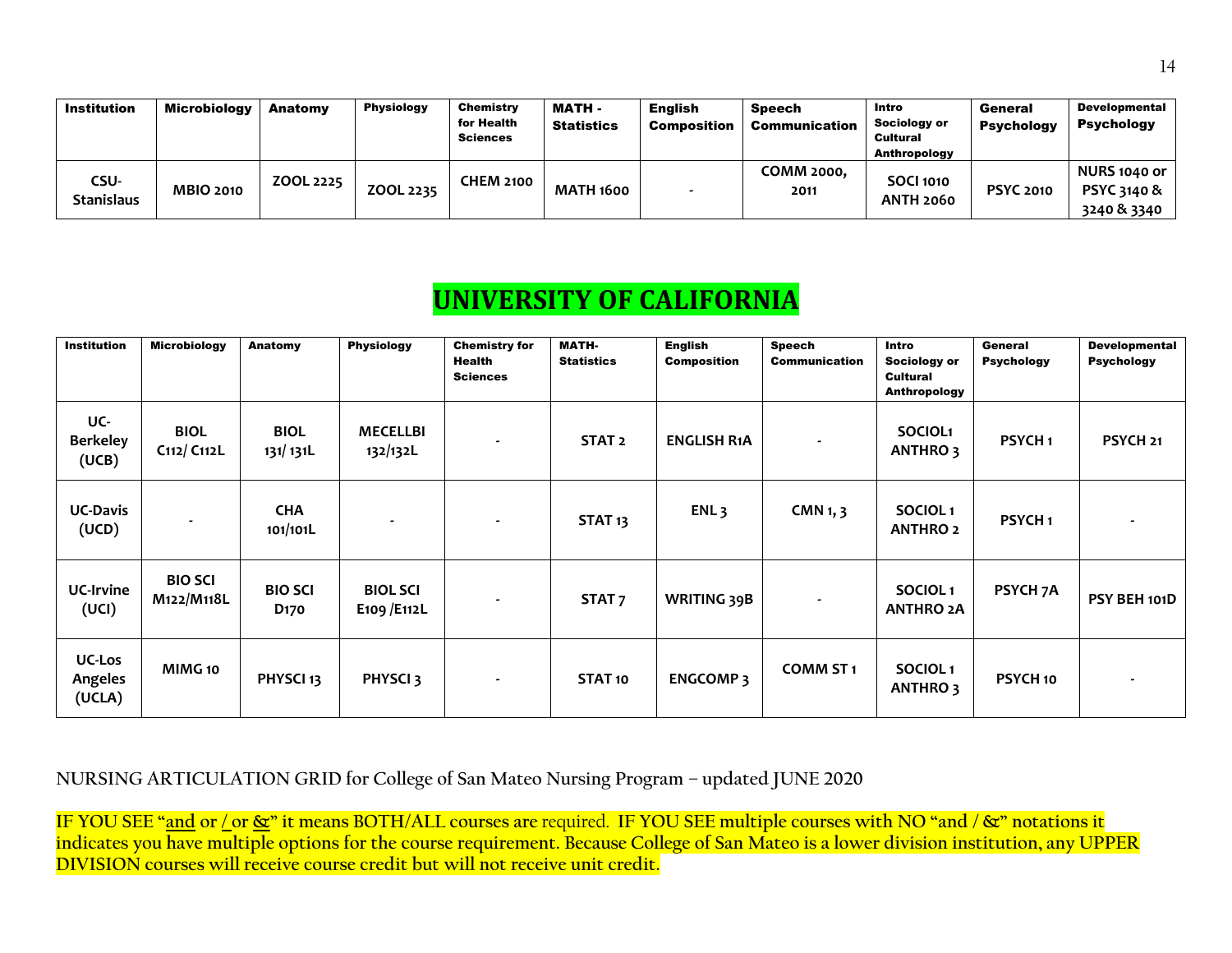| Institution | Microbiology | Anatomy | Physiology | Chemistry for Health Sciences | MATH - Statistics | English Composition | Speech Communication | Intro Sociology or Cultural Anthropology | General Psychology | Developmental Psychology |
|---|---|---|---|---|---|---|---|---|---|---|
| CSU-Stanislaus | MBIO 2010 | ZOOL 2225 | ZOOL 2235 | CHEM 2100 | MATH 1600 | - | COMM 2000, 2011 | SOCI 1010 ANTH 2060 | PSYC 2010 | NURS 1040 or PSYC 3140 & 3240 & 3340 |

# UNIVERSITY OF CALIFORNIA

| Institution | Microbiology | Anatomy | Physiology | Chemistry for Health Sciences | MATH- Statistics | English Composition | Speech Communication | Intro Sociology or Cultural Anthropology | General Psychology | Developmental Psychology |
|---|---|---|---|---|---|---|---|---|---|---|
| UC-Berkeley (UCB) | BIOL C112/ C112L | BIOL 131/ 131L | MECELLBI 132/132L | - | STAT 2 | ENGLISH R1A | - | SOCIOL1 ANTHRO 3 | PSYCH 1 | PSYCH 21 |
| UC-Davis (UCD) | - | CHA 101/101L | - | - | STAT 13 | ENL 3 | CMN 1, 3 | SOCIOL 1 ANTHRO 2 | PSYCH 1 | - |
| UC-Irvine (UCI) | BIO SCI M122/M118L | BIO SCI D170 | BIOL SCI E109 /E112L | - | STAT 7 | WRITING 39B | - | SOCIOL 1 ANTHRO 2A | PSYCH 7A | PSY BEH 101D |
| UC-Los Angeles (UCLA) | MIMG 10 | PHYSCI 13 | PHYSCI 3 | - | STAT 10 | ENGCOMP 3 | COMM ST 1 | SOCIOL 1 ANTHRO 3 | PSYCH 10 | - |

NURSING ARTICULATION GRID for College of San Mateo Nursing Program – updated JUNE 2020

**IF YOU SEE "and or / or &" it means BOTH/ALL courses are required. IF YOU SEE multiple courses with NO "and / &" notations it indicates you have multiple options for the course requirement. Because College of San Mateo is a lower division institution, any UPPER DIVISION courses will receive course credit but will not receive unit credit.**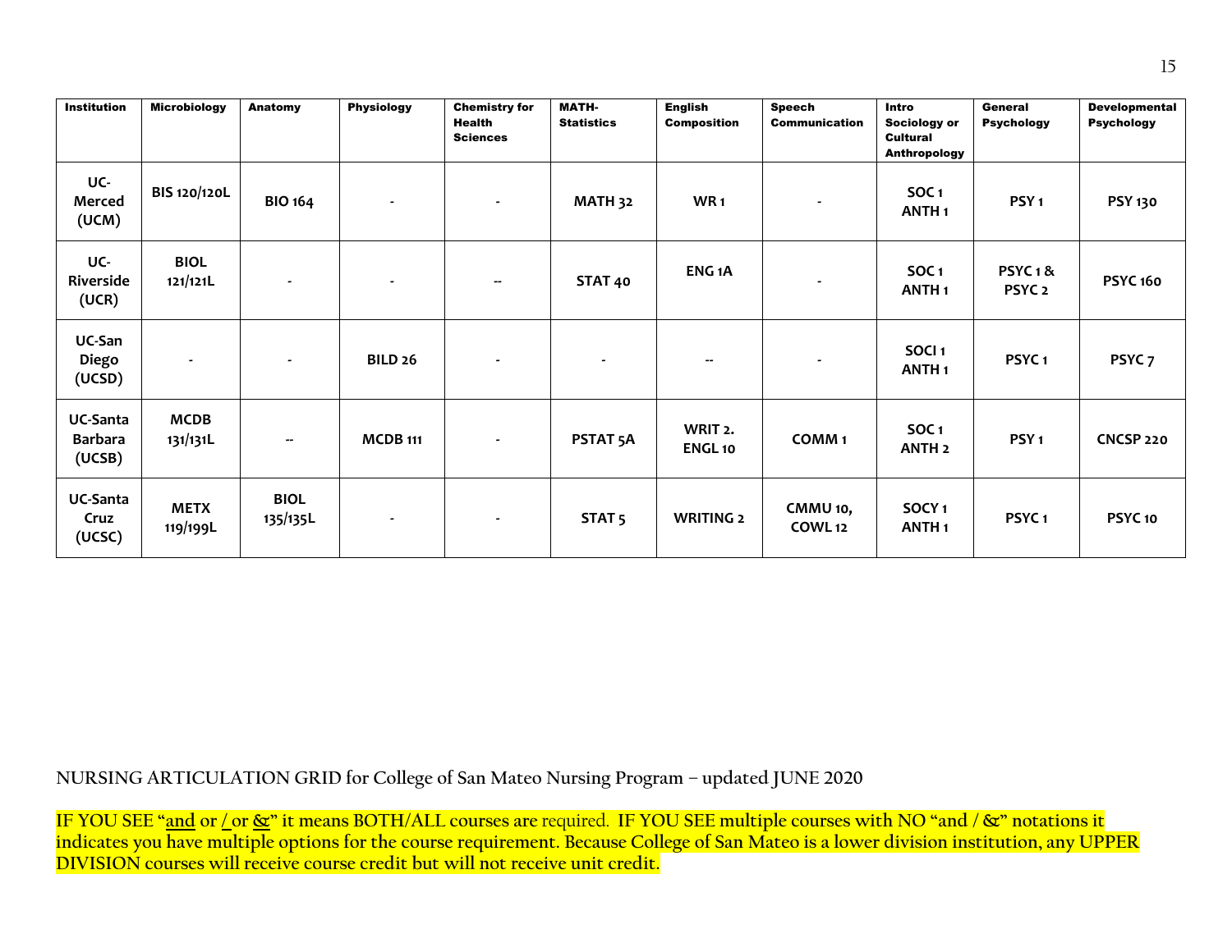| Institution | Microbiology | Anatomy | Physiology | Chemistry for Health Sciences | MATH-Statistics | English Composition | Speech Communication | Intro Sociology or Cultural Anthropology | General Psychology | Developmental Psychology |
|---|---|---|---|---|---|---|---|---|---|---|
| UC-Merced (UCM) | BIS 120/120L | BIO 164 | - | - | MATH 32 | WR 1 | - | SOC 1 ANTH 1 | PSY 1 | PSY 130 |
| UC-Riverside (UCR) | BIOL 121/121L | - | - | -- | STAT 40 | ENG 1A | - | SOC 1 ANTH 1 | PSYC 1 & PSYC 2 | PSYC 160 |
| UC-San Diego (UCSD) | - | - | BILD 26 | - | - | -- | - | SOCI 1 ANTH 1 | PSYC 1 | PSYC 7 |
| UC-Santa Barbara (UCSB) | MCDB 131/131L | -- | MCDB 111 | - | PSTAT 5A | WRIT 2. ENGL 10 | COMM 1 | SOC 1 ANTH 2 | PSY 1 | CNCSP 220 |
| UC-Santa Cruz (UCSC) | METX 119/199L | BIOL 135/135L | - | - | STAT 5 | WRITING 2 | CMMU 10, COWL 12 | SOCY 1 ANTH 1 | PSYC 1 | PSYC 10 |

NURSING ARTICULATION GRID for College of San Mateo Nursing Program – updated JUNE 2020

IF YOU SEE "<u>and</u> or <u>/</u> or <u>&</u>" it means BOTH/ALL courses are required. IF YOU SEE multiple courses with NO "and / &" notations it indicates you have multiple options for the course requirement. Because College of San Mateo is a lower division institution, any UPPER DIVISION courses will receive course credit but will not receive unit credit.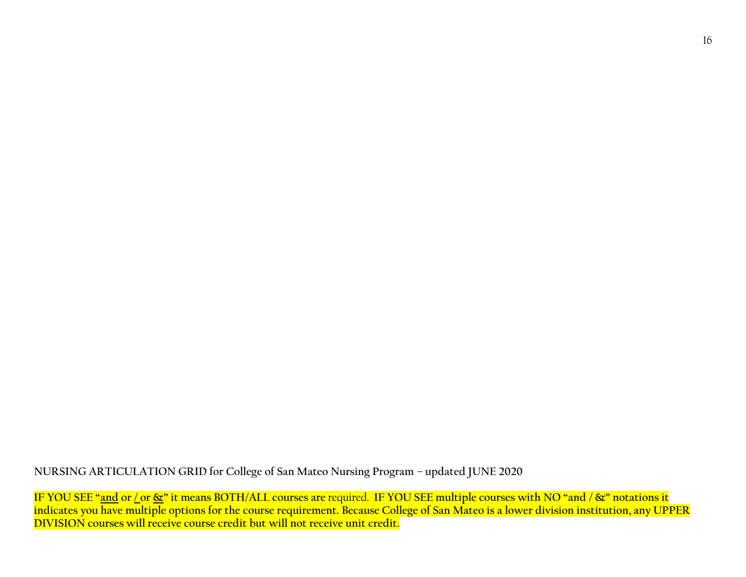**NURSING ARTICULATION GRID for College of San Mateo Nursing Program – updated JUNE 2020**

**IF YOU SEE "and or / or &" it means BOTH/ALL courses are** required. **IF YOU SEE multiple courses with NO "and / &" notations it indicates you have multiple options for the course requirement. Because College of San Mateo is a lower division institution, any UPPER DIVISION courses will receive course credit but will not receive unit credit.**